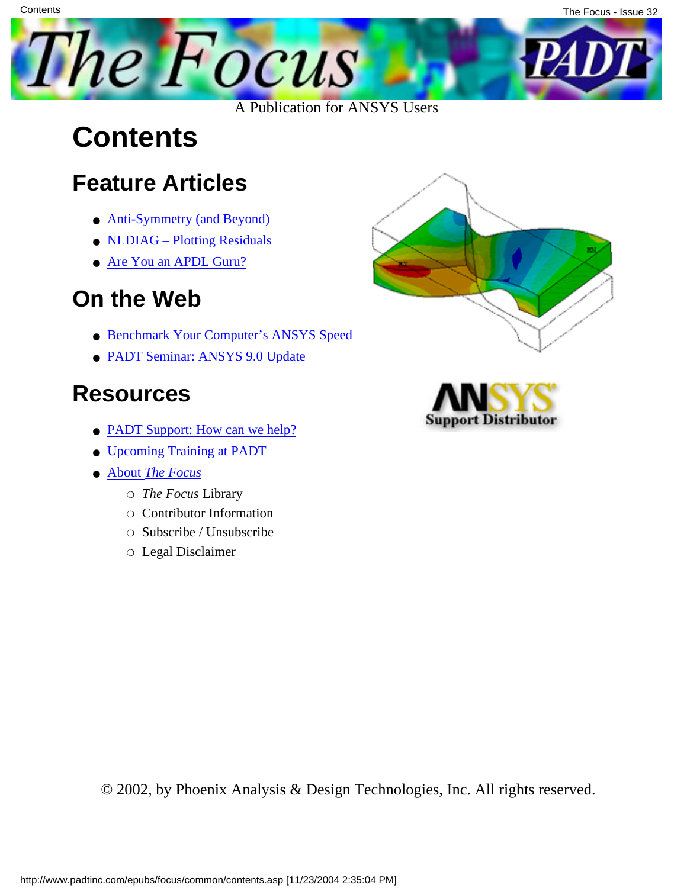A Publication for ANSYS Users

# Contents

## Feature Articles

- Anti-Symmetry (and Beyond)
- NLDIAG – Plotting Residuals
- Are You an APDL Guru?

## On the Web

- Benchmark Your Computer's ANSYS Speed
- PADT Seminar: ANSYS 9.0 Update

## Resources

- PADT Support: How can we help?
- Upcoming Training at PADT
- About *The Focus*
    - *The Focus* Library
    - Contributor Information
    - Subscribe / Unsubscribe
    - Legal Disclaimer

© 2002, by Phoenix Analysis & Design Technologies, Inc. All rights reserved.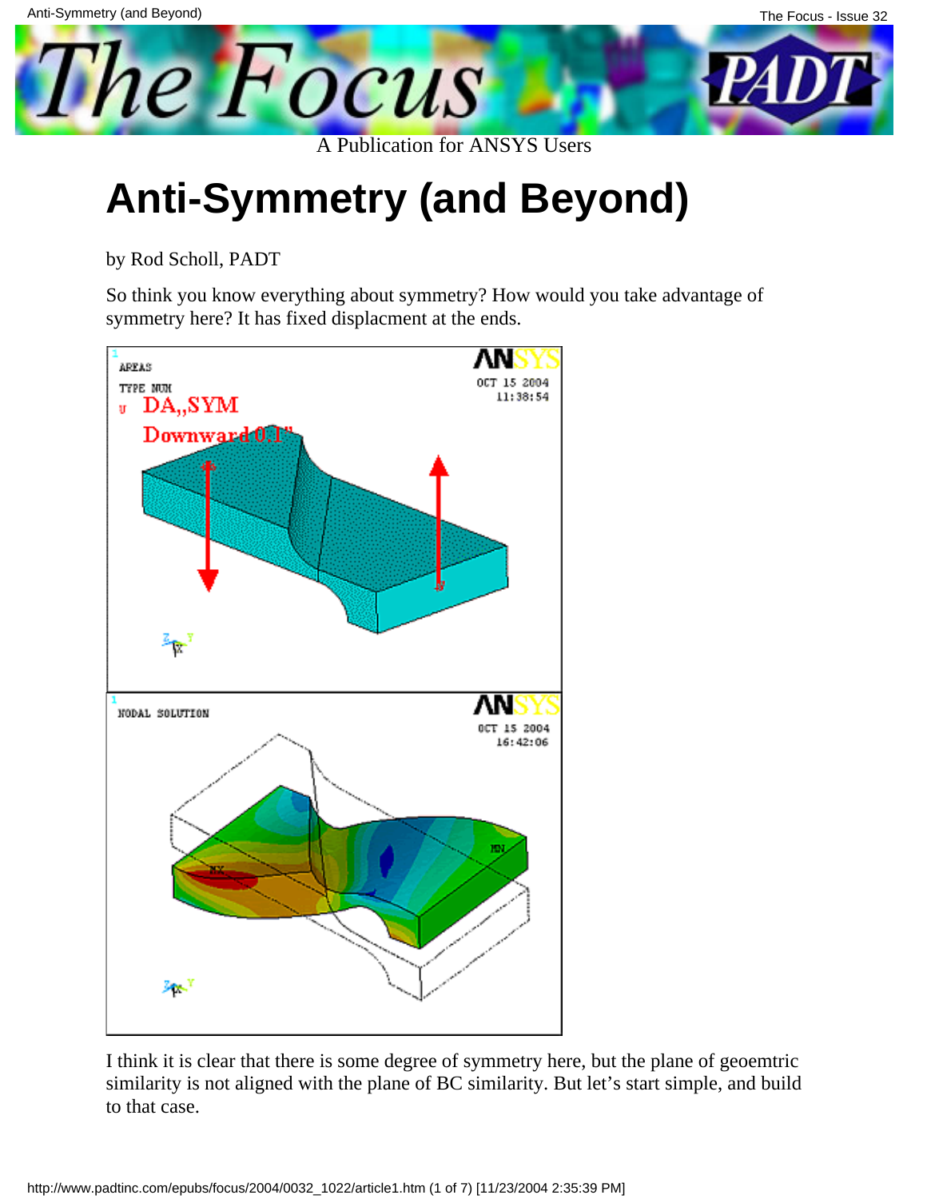# Anti-Symmetry (and Beyond)

by Rod Scholl, PADT

So think you know everything about symmetry? How would you take advantage of symmetry here? It has fixed displacment at the ends.

I think it is clear that there is some degree of symmetry here, but the plane of geoemtric similarity is not aligned with the plane of BC similarity. But let's start simple, and build to that case.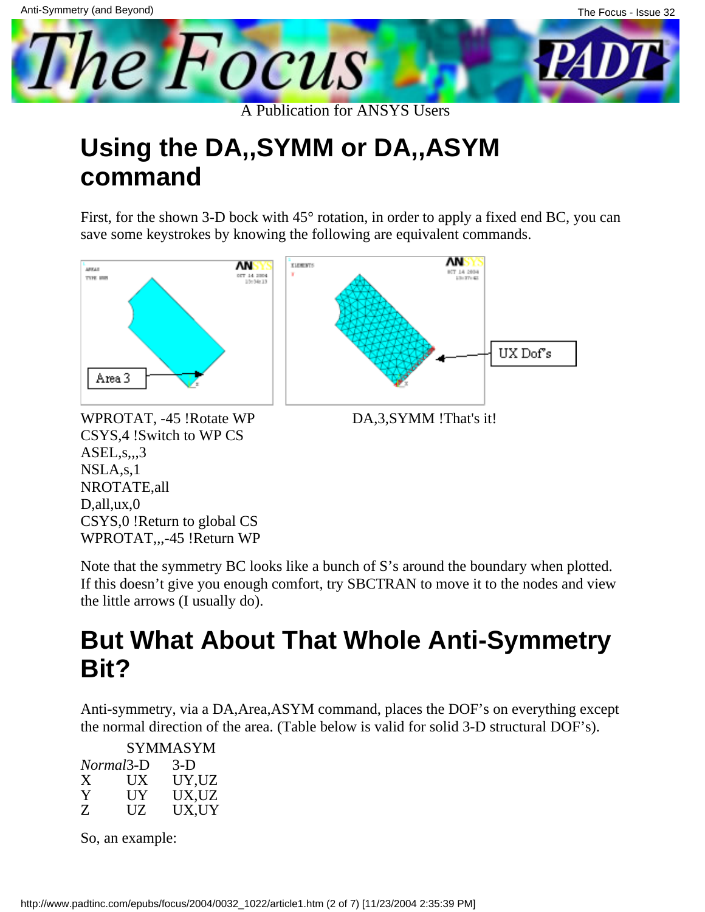## Using the DA,,SYMM or DA,,ASYM command

First, for the shown 3-D bock with 45° rotation, in order to apply a fixed end BC, you can save some keystrokes by knowing the following are equivalent commands.

Area 3

UX Dof's

```
WPROTAT, -45 !Rotate WP
CSYS,4 !Switch to WP CS
ASEL,s,,,3
NSLA,s,1
NROTATE,all
D,all,ux,0
CSYS,0 !Return to global CS
WPROTAT,,,-45 !Return WP
```

```
DA,3,SYMM !That's it!
```

Note that the symmetry BC looks like a bunch of S's around the boundary when plotted. If this doesn't give you enough comfort, try SBCTRAN to move it to the nodes and view the little arrows (I usually do).

## But What About That Whole Anti-Symmetry Bit?

Anti-symmetry, via a DA,Area,ASYM command, places the DOF's on everything except the normal direction of the area. (Table below is valid for solid 3-D structural DOF's).

| | SYMM | ASYM |
|---|---|---|
| *Normal* | 3-D | 3-D |
| X | UX | UY,UZ |
| Y | UY | UX,UZ |
| Z | UZ | UX,UY |

So, an example: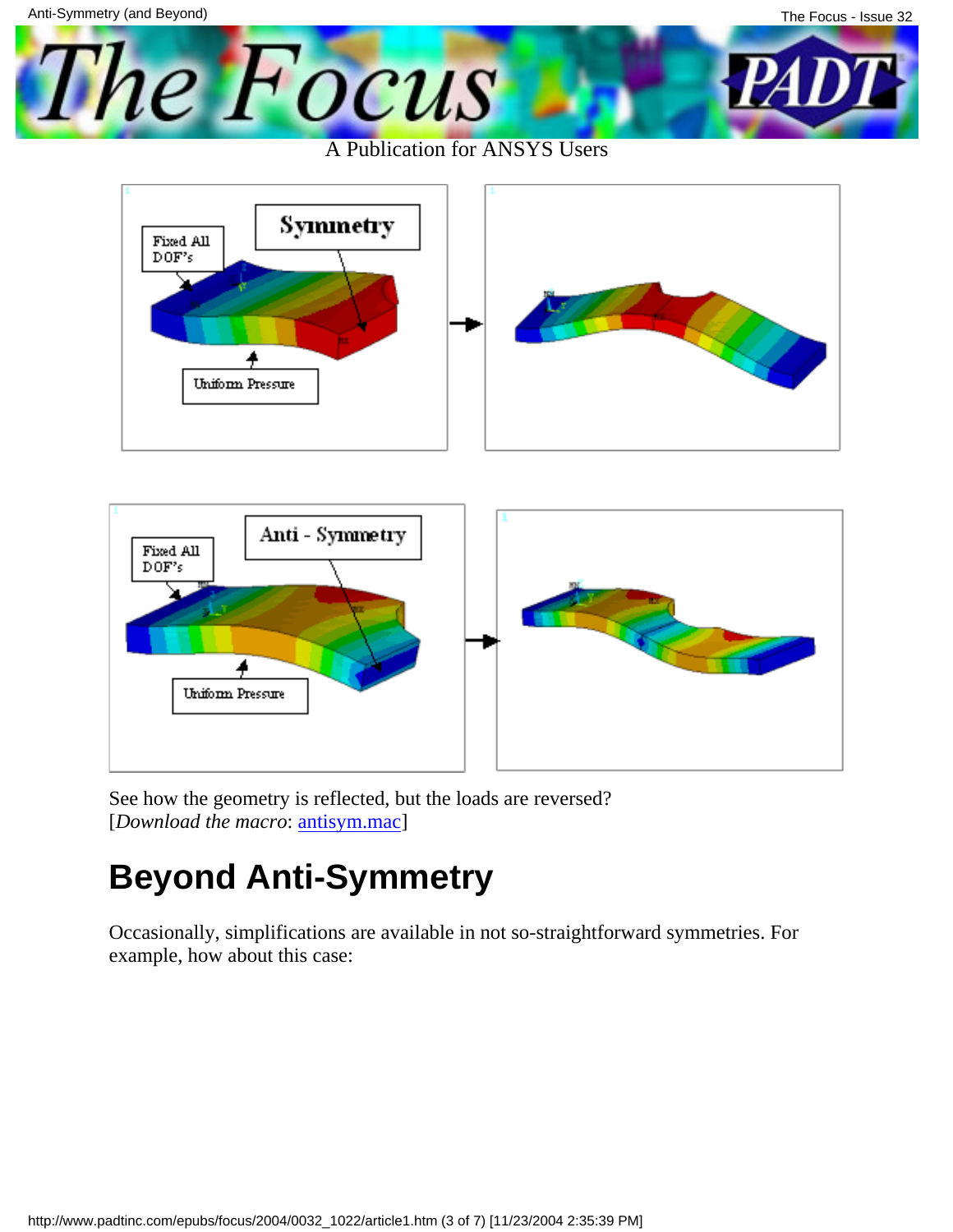See how the geometry is reflected, but the loads are reversed?
[*Download the macro*: antisym.mac]

## Beyond Anti-Symmetry

Occasionally, simplifications are available in not so-straightforward symmetries. For example, how about this case: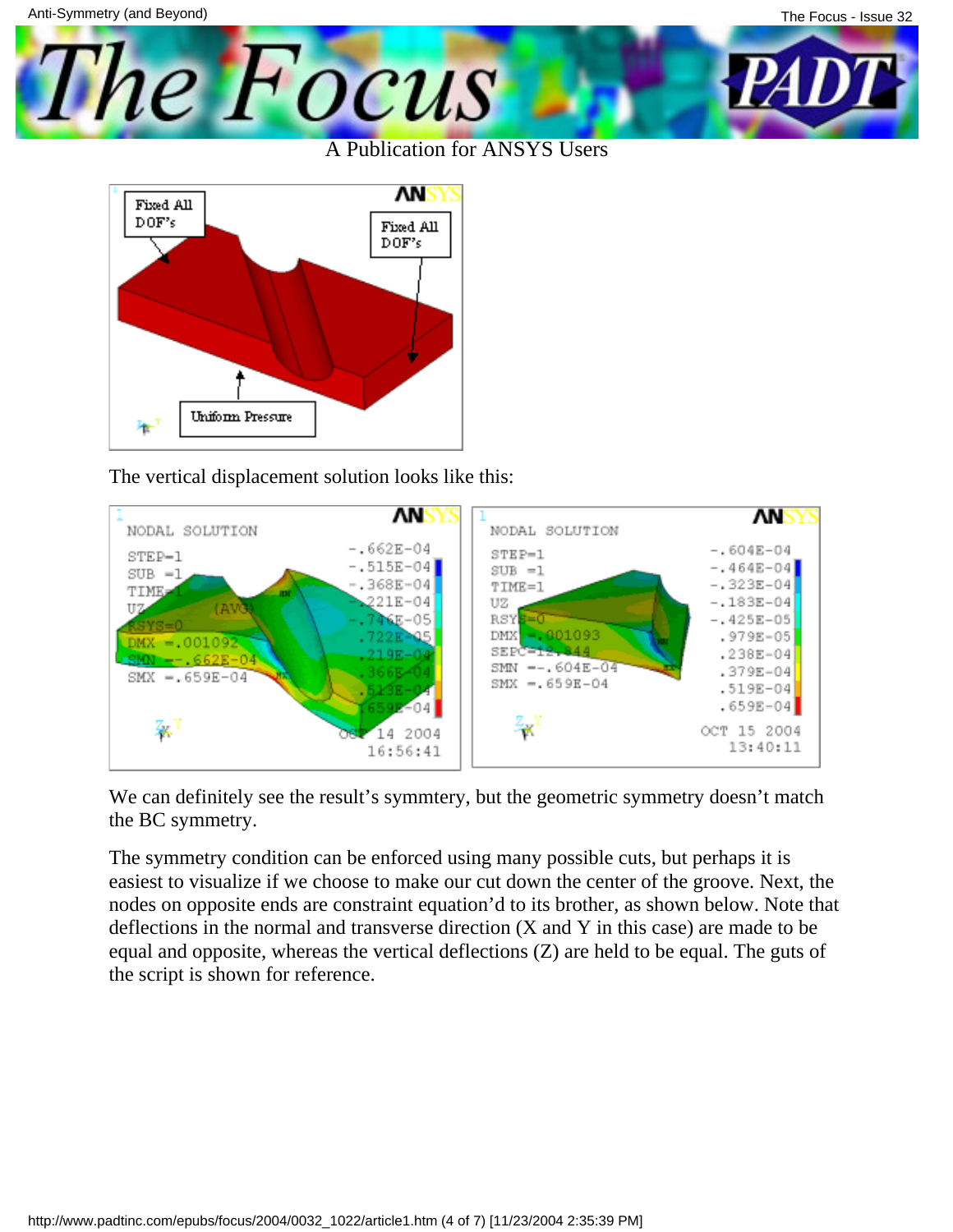A Publication for ANSYS Users

The vertical displacement solution looks like this:

We can definitely see the result's symmtery, but the geometric symmetry doesn't match the BC symmetry.

The symmetry condition can be enforced using many possible cuts, but perhaps it is easiest to visualize if we choose to make our cut down the center of the groove. Next, the nodes on opposite ends are constraint equation'd to its brother, as shown below. Note that deflections in the normal and transverse direction (X and Y in this case) are made to be equal and opposite, whereas the vertical deflections (Z) are held to be equal. The guts of the script is shown for reference.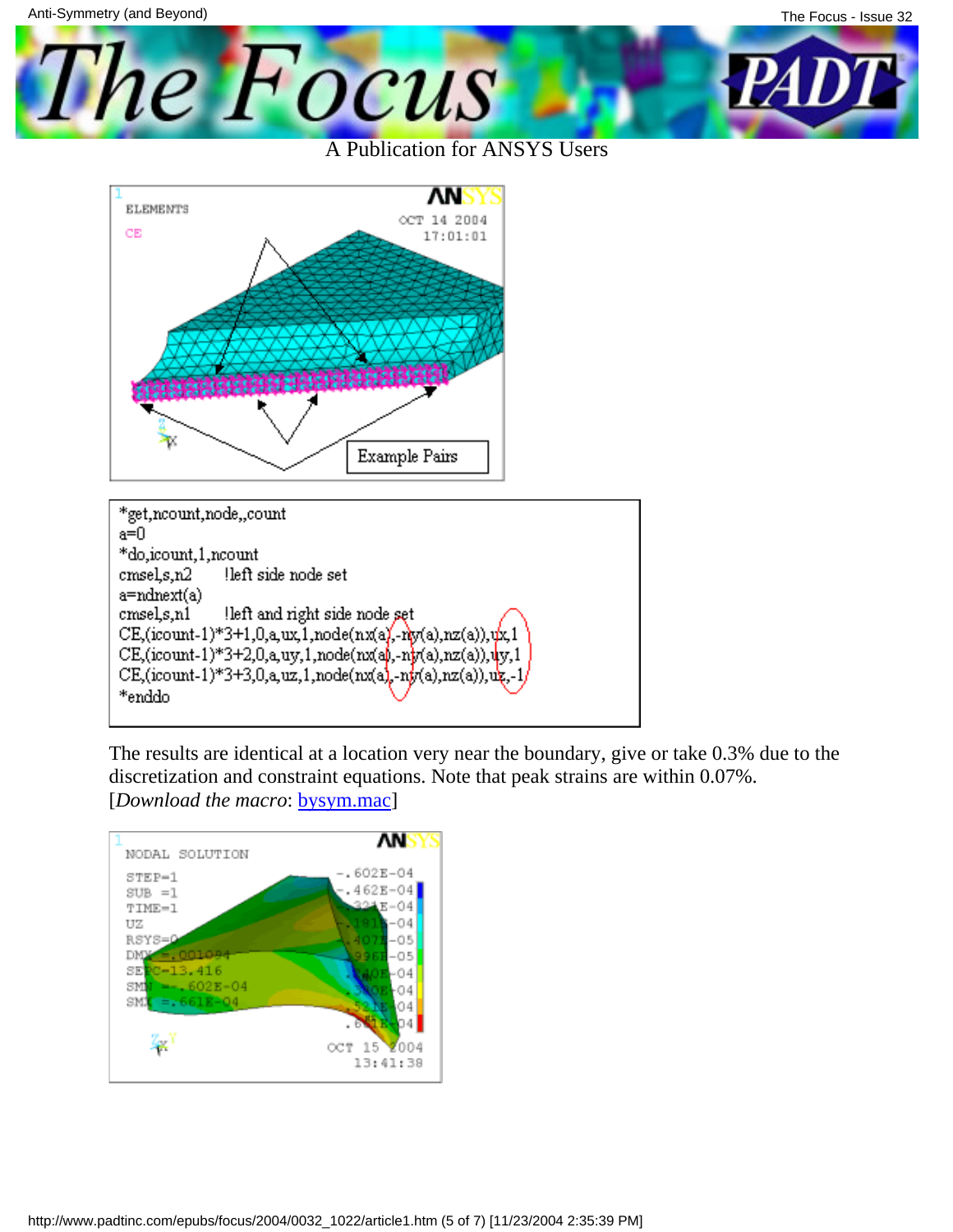```
*get,ncount,node,,count
a=0
*do,icount,1,ncount
cmsel,s,n2      !left side node set
a=ndnext(a)
cmsel,s,n1      !left and right side node set
CE,(icount-1)*3+1,0,a,ux,1,node(nx(a),-ny(a),nz(a)),ux,1
CE,(icount-1)*3+2,0,a,uy,1,node(nx(a),-ny(a),nz(a)),uy,1
CE,(icount-1)*3+3,0,a,uz,1,node(nx(a),-ny(a),nz(a)),uz,-1
*enddo
```

The results are identical at a location very near the boundary, give or take 0.3% due to the discretization and constraint equations. Note that peak strains are within 0.07%. [*Download the macro*: bysym.mac]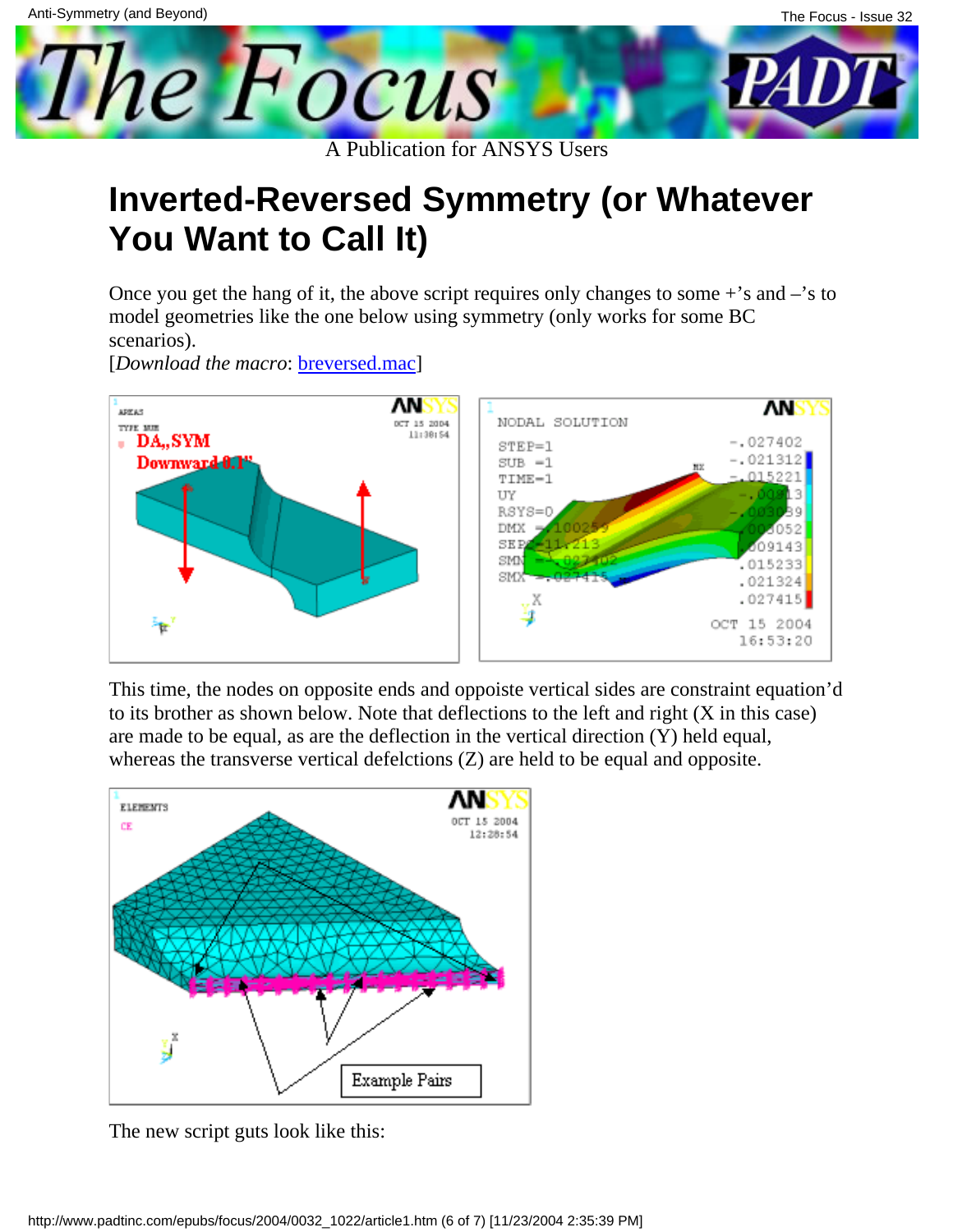# Inverted-Reversed Symmetry (or Whatever You Want to Call It)

Once you get the hang of it, the above script requires only changes to some +'s and –'s to model geometries like the one below using symmetry (only works for some BC scenarios).
[*Download the macro*: breversed.mac]

This time, the nodes on opposite ends and oppoiste vertical sides are constraint equation'd to its brother as shown below. Note that deflections to the left and right (X in this case) are made to be equal, as are the deflection in the vertical direction (Y) held equal, whereas the transverse vertical defelctions (Z) are held to be equal and opposite.

The new script guts look like this: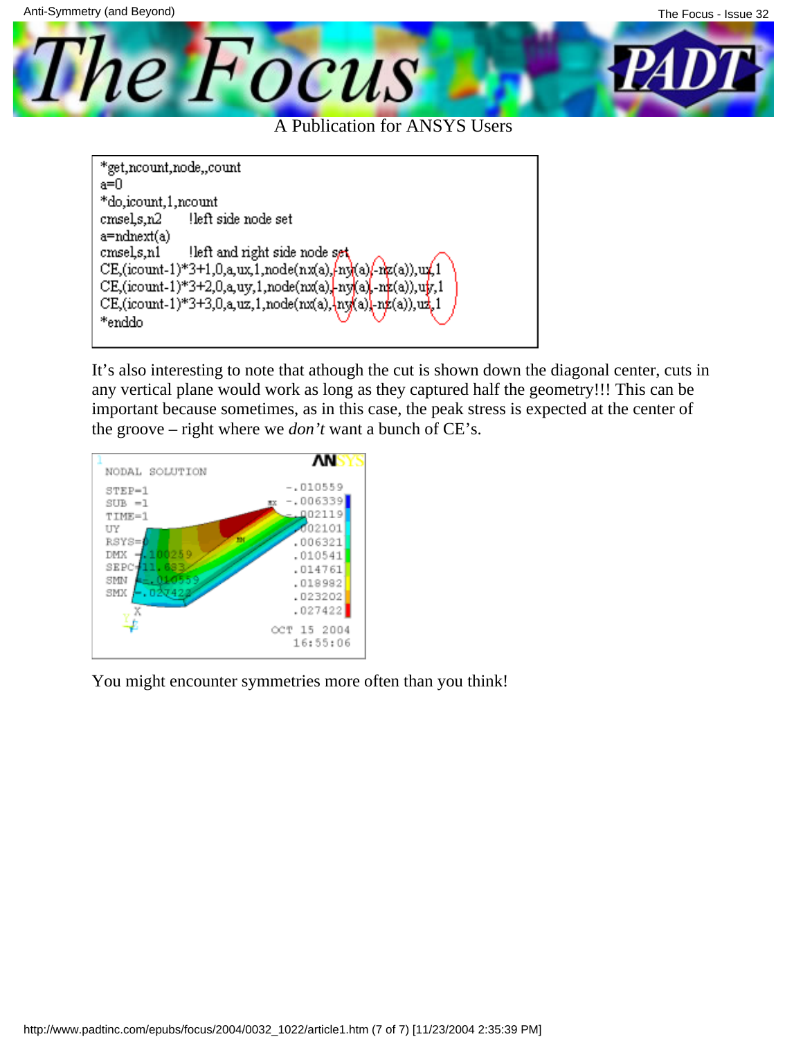```
*get,ncount,node,,count
a=0
*do,icount,1,ncount
cmsel,s,n2      !left side node set
a=ndnext(a)
cmsel,s,n1      !left and right side node set
CE,(icount-1)*3+1,0,a,ux,1,node(nx(a),-ny(a),-nz(a)),ux,1
CE,(icount-1)*3+2,0,a,uy,1,node(nx(a),-ny(a),-nz(a)),uy,1
CE,(icount-1)*3+3,0,a,uz,1,node(nx(a),-ny(a),-nz(a)),uz,1
*enddo
```

It's also interesting to note that athough the cut is shown down the diagonal center, cuts in any vertical plane would work as long as they captured half the geometry!!! This can be important because sometimes, as in this case, the peak stress is expected at the center of the groove – right where we *don't* want a bunch of CE's.

You might encounter symmetries more often than you think!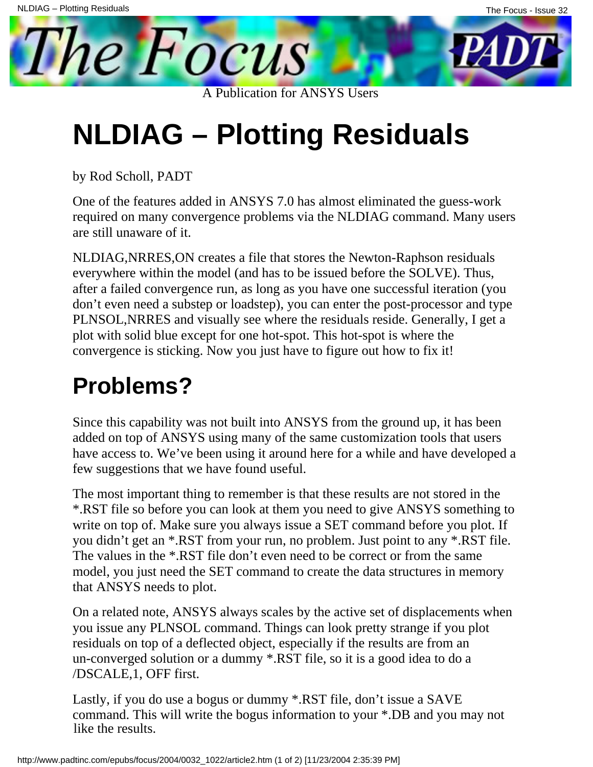# NLDIAG – Plotting Residuals

by Rod Scholl, PADT

One of the features added in ANSYS 7.0 has almost eliminated the guess-work required on many convergence problems via the NLDIAG command. Many users are still unaware of it.

NLDIAG,NRRES,ON creates a file that stores the Newton-Raphson residuals everywhere within the model (and has to be issued before the SOLVE). Thus, after a failed convergence run, as long as you have one successful iteration (you don't even need a substep or loadstep), you can enter the post-processor and type PLNSOL,NRRES and visually see where the residuals reside. Generally, I get a plot with solid blue except for one hot-spot. This hot-spot is where the convergence is sticking. Now you just have to figure out how to fix it!

## Problems?

Since this capability was not built into ANSYS from the ground up, it has been added on top of ANSYS using many of the same customization tools that users have access to. We've been using it around here for a while and have developed a few suggestions that we have found useful.

The most important thing to remember is that these results are not stored in the *.RST file so before you can look at them you need to give ANSYS something to write on top of. Make sure you always issue a SET command before you plot. If you didn't get an *.RST from your run, no problem. Just point to any *.RST file. The values in the *.RST file don't even need to be correct or from the same model, you just need the SET command to create the data structures in memory that ANSYS needs to plot.

On a related note, ANSYS always scales by the active set of displacements when you issue any PLNSOL command. Things can look pretty strange if you plot residuals on top of a deflected object, especially if the results are from an un-converged solution or a dummy *.RST file, so it is a good idea to do a /DSCALE,1, OFF first.

Lastly, if you do use a bogus or dummy *.RST file, don't issue a SAVE command. This will write the bogus information to your *.DB and you may not like the results.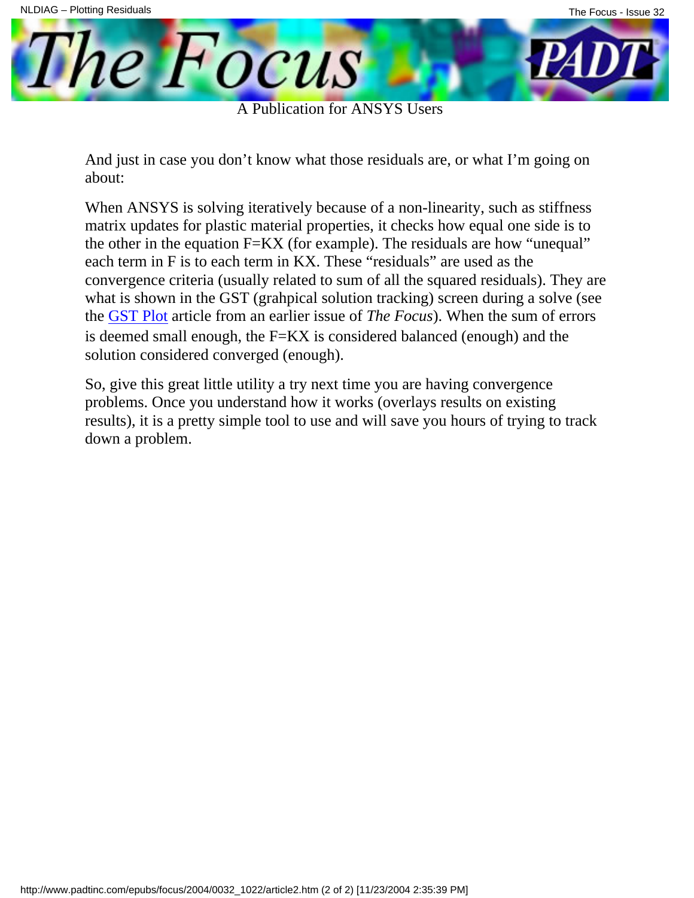And just in case you don't know what those residuals are, or what I'm going on about:

When ANSYS is solving iteratively because of a non-linearity, such as stiffness matrix updates for plastic material properties, it checks how equal one side is to the other in the equation F=KX (for example). The residuals are how "unequal" each term in F is to each term in KX. These "residuals" are used as the convergence criteria (usually related to sum of all the squared residuals). They are what is shown in the GST (grahpical solution tracking) screen during a solve (see the GST Plot article from an earlier issue of *The Focus*). When the sum of errors is deemed small enough, the F=KX is considered balanced (enough) and the solution considered converged (enough).

So, give this great little utility a try next time you are having convergence problems. Once you understand how it works (overlays results on existing results), it is a pretty simple tool to use and will save you hours of trying to track down a problem.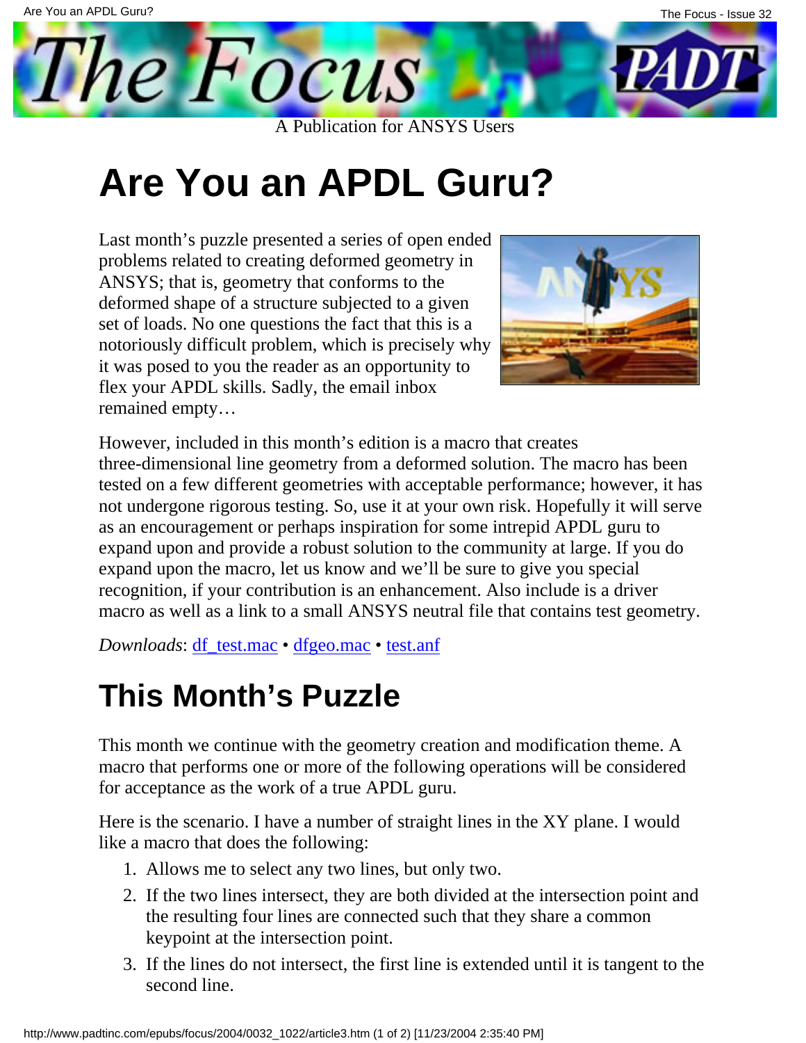# Are You an APDL Guru?

Last month's puzzle presented a series of open ended problems related to creating deformed geometry in ANSYS; that is, geometry that conforms to the deformed shape of a structure subjected to a given set of loads. No one questions the fact that this is a notoriously difficult problem, which is precisely why it was posed to you the reader as an opportunity to flex your APDL skills. Sadly, the email inbox remained empty…

However, included in this month's edition is a macro that creates three-dimensional line geometry from a deformed solution. The macro has been tested on a few different geometries with acceptable performance; however, it has not undergone rigorous testing. So, use it at your own risk. Hopefully it will serve as an encouragement or perhaps inspiration for some intrepid APDL guru to expand upon and provide a robust solution to the community at large. If you do expand upon the macro, let us know and we'll be sure to give you special recognition, if your contribution is an enhancement. Also include is a driver macro as well as a link to a small ANSYS neutral file that contains test geometry.

*Downloads*: df_test.mac • dfgeo.mac • test.anf

## This Month's Puzzle

This month we continue with the geometry creation and modification theme. A macro that performs one or more of the following operations will be considered for acceptance as the work of a true APDL guru.

Here is the scenario. I have a number of straight lines in the XY plane. I would like a macro that does the following:

1. Allows me to select any two lines, but only two.
2. If the two lines intersect, they are both divided at the intersection point and the resulting four lines are connected such that they share a common keypoint at the intersection point.
3. If the lines do not intersect, the first line is extended until it is tangent to the second line.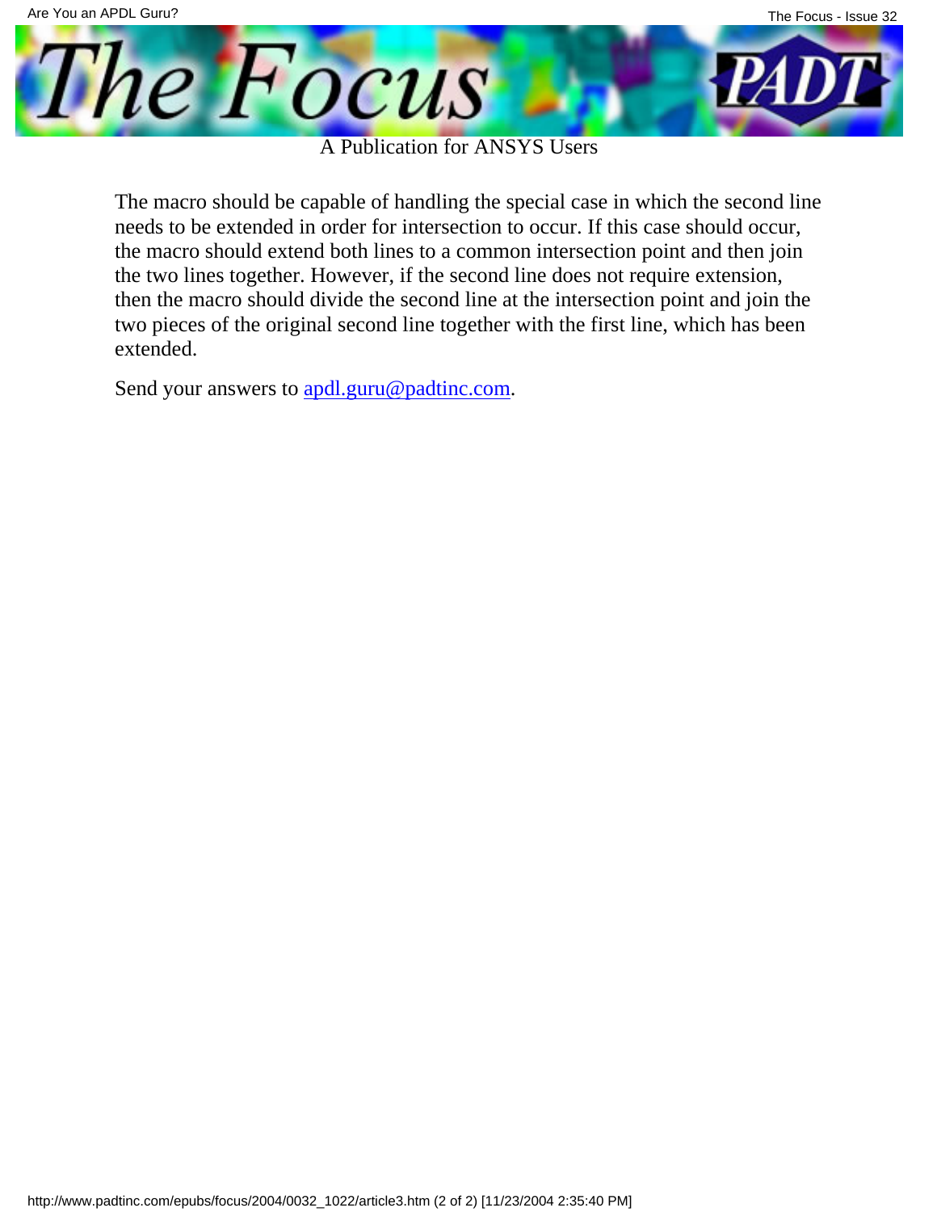The macro should be capable of handling the special case in which the second line needs to be extended in order for intersection to occur. If this case should occur, the macro should extend both lines to a common intersection point and then join the two lines together. However, if the second line does not require extension, then the macro should divide the second line at the intersection point and join the two pieces of the original second line together with the first line, which has been extended.

Send your answers to [apdl.guru@padtinc.com](mailto:apdl.guru@padtinc.com).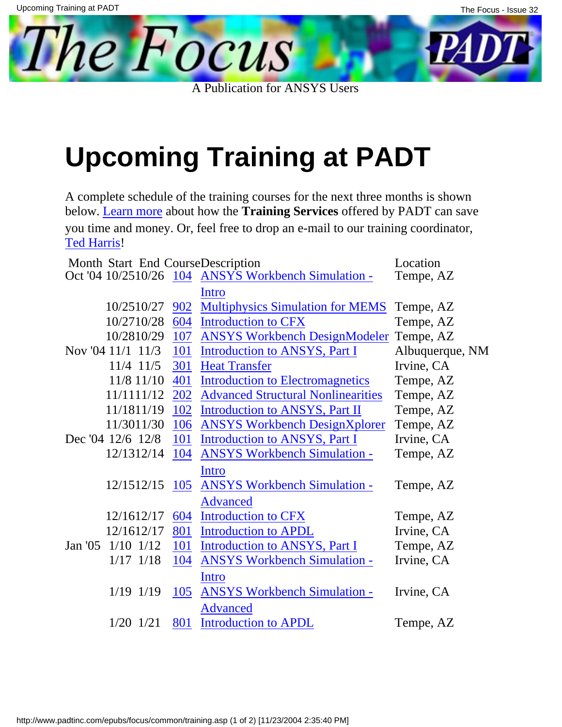# Upcoming Training at PADT

A complete schedule of the training courses for the next three months is shown below. Learn more about how the **Training Services** offered by PADT can save you time and money. Or, feel free to drop an e-mail to our training coordinator, Ted Harris!

| Month | Start | End | Course | Description | Location |
|---|---|---|---|---|---|
| Oct '04 | 10/25 | 10/26 | 104 | ANSYS Workbench Simulation - Intro | Tempe, AZ |
| | 10/25 | 10/27 | 902 | Multiphysics Simulation for MEMS | Tempe, AZ |
| | 10/27 | 10/28 | 604 | Introduction to CFX | Tempe, AZ |
| | 10/28 | 10/29 | 107 | ANSYS Workbench DesignModeler | Tempe, AZ |
| Nov '04 | 11/1 | 11/3 | 101 | Introduction to ANSYS, Part I | Albuquerque, NM |
| | 11/4 | 11/5 | 301 | Heat Transfer | Irvine, CA |
| | 11/8 | 11/10 | 401 | Introduction to Electromagnetics | Tempe, AZ |
| | 11/11 | 11/12 | 202 | Advanced Structural Nonlinearities | Tempe, AZ |
| | 11/18 | 11/19 | 102 | Introduction to ANSYS, Part II | Tempe, AZ |
| | 11/30 | 11/30 | 106 | ANSYS Workbench DesignXplorer | Tempe, AZ |
| Dec '04 | 12/6 | 12/8 | 101 | Introduction to ANSYS, Part I | Irvine, CA |
| | 12/13 | 12/14 | 104 | ANSYS Workbench Simulation - Intro | Tempe, AZ |
| | 12/15 | 12/15 | 105 | ANSYS Workbench Simulation - Advanced | Tempe, AZ |
| | 12/16 | 12/17 | 604 | Introduction to CFX | Tempe, AZ |
| | 12/16 | 12/17 | 801 | Introduction to APDL | Irvine, CA |
| Jan '05 | 1/10 | 1/12 | 101 | Introduction to ANSYS, Part I | Tempe, AZ |
| | 1/17 | 1/18 | 104 | ANSYS Workbench Simulation - Intro | Irvine, CA |
| | 1/19 | 1/19 | 105 | ANSYS Workbench Simulation - Advanced | Irvine, CA |
| | 1/20 | 1/21 | 801 | Introduction to APDL | Tempe, AZ |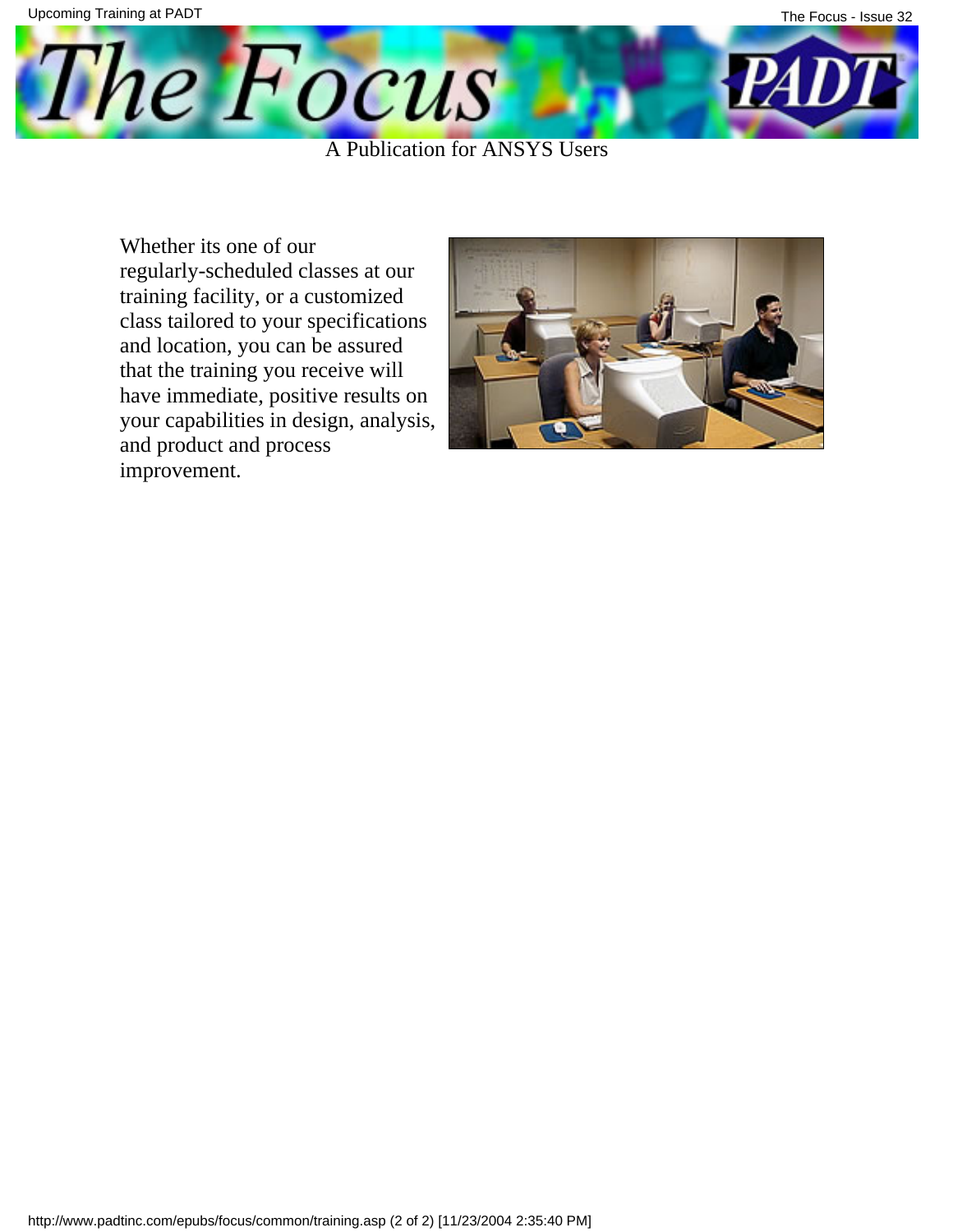Whether its one of our regularly-scheduled classes at our training facility, or a customized class tailored to your specifications and location, you can be assured that the training you receive will have immediate, positive results on your capabilities in design, analysis, and product and process improvement.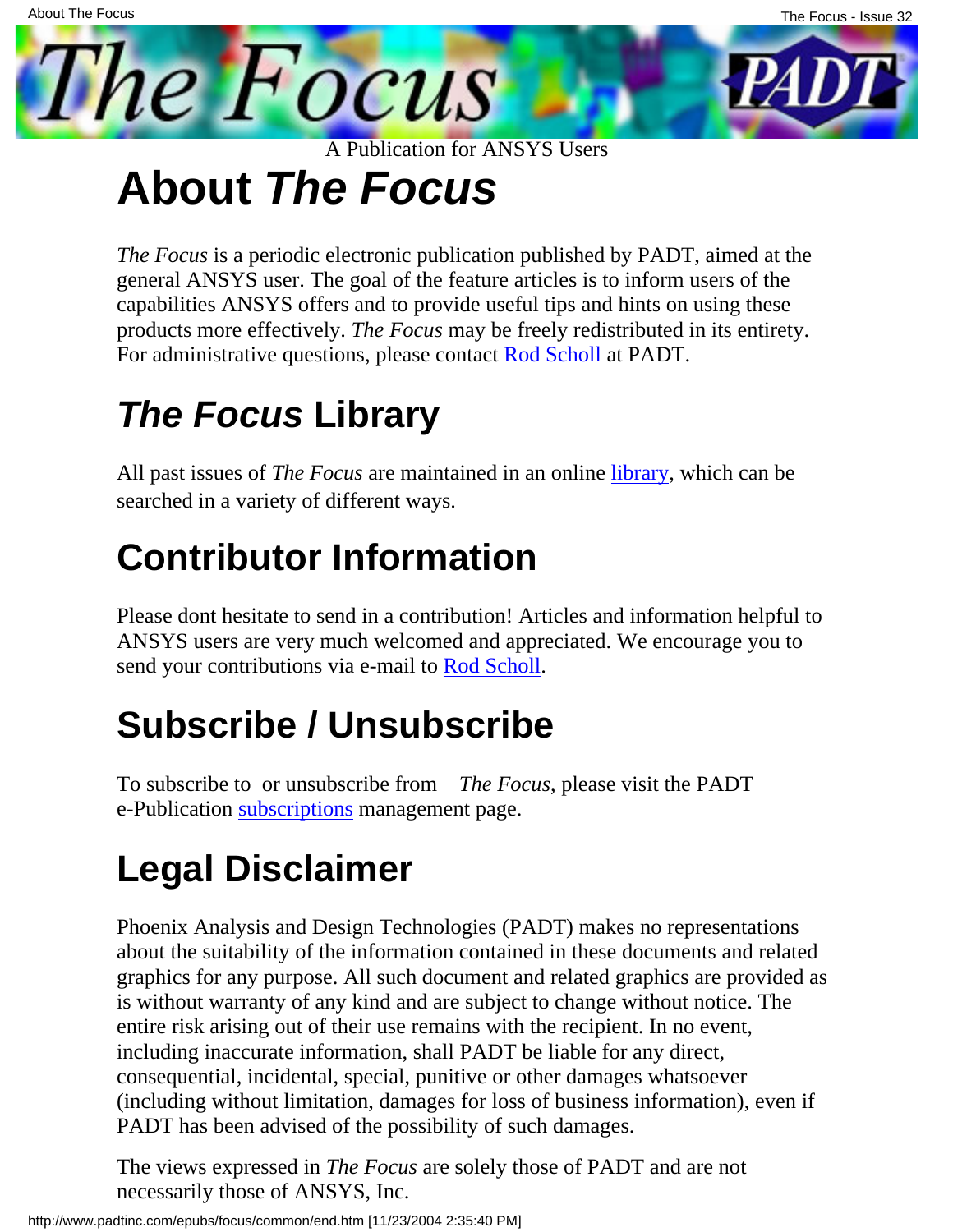A Publication for ANSYS Users

# About *The Focus*

*The Focus* is a periodic electronic publication published by PADT, aimed at the general ANSYS user. The goal of the feature articles is to inform users of the capabilities ANSYS offers and to provide useful tips and hints on using these products more effectively. *The Focus* may be freely redistributed in its entirety. For administrative questions, please contact Rod Scholl at PADT.

## *The Focus* Library

All past issues of *The Focus* are maintained in an online library, which can be searched in a variety of different ways.

## Contributor Information

Please dont hesitate to send in a contribution! Articles and information helpful to ANSYS users are very much welcomed and appreciated. We encourage you to send your contributions via e-mail to Rod Scholl.

## Subscribe / Unsubscribe

To subscribe to or unsubscribe from *The Focus*, please visit the PADT e-Publication subscriptions management page.

## Legal Disclaimer

Phoenix Analysis and Design Technologies (PADT) makes no representations about the suitability of the information contained in these documents and related graphics for any purpose. All such document and related graphics are provided as is without warranty of any kind and are subject to change without notice. The entire risk arising out of their use remains with the recipient. In no event, including inaccurate information, shall PADT be liable for any direct, consequential, incidental, special, punitive or other damages whatsoever (including without limitation, damages for loss of business information), even if PADT has been advised of the possibility of such damages.

The views expressed in *The Focus* are solely those of PADT and are not necessarily those of ANSYS, Inc.